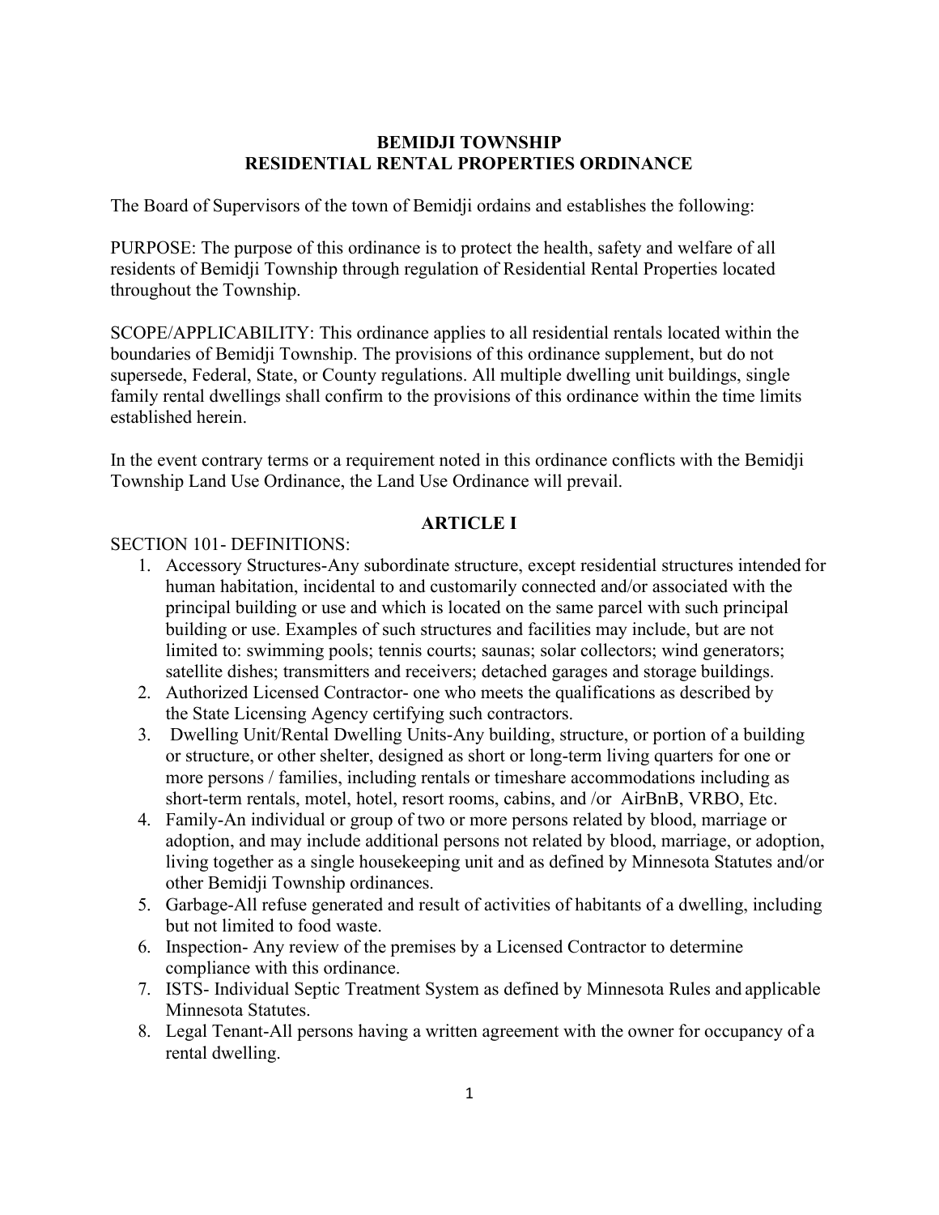# BEMIDJI TOWNSHIP
# RESIDENTIAL RENTAL PROPERTIES ORDINANCE

The Board of Supervisors of the town of Bemidji ordains and establishes the following:

PURPOSE: The purpose of this ordinance is to protect the health, safety and welfare of all residents of Bemidji Township through regulation of Residential Rental Properties located throughout the Township.

SCOPE/APPLICABILITY: This ordinance applies to all residential rentals located within the boundaries of Bemidji Township. The provisions of this ordinance supplement, but do not supersede, Federal, State, or County regulations. All multiple dwelling unit buildings, single family rental dwellings shall confirm to the provisions of this ordinance within the time limits established herein.

In the event contrary terms or a requirement noted in this ordinance conflicts with the Bemidji Township Land Use Ordinance, the Land Use Ordinance will prevail.

## ARTICLE I

SECTION 101- DEFINITIONS:

1. Accessory Structures-Any subordinate structure, except residential structures intended for human habitation, incidental to and customarily connected and/or associated with the principal building or use and which is located on the same parcel with such principal building or use. Examples of such structures and facilities may include, but are not limited to: swimming pools; tennis courts; saunas; solar collectors; wind generators; satellite dishes; transmitters and receivers; detached garages and storage buildings.
2. Authorized Licensed Contractor- one who meets the qualifications as described by the State Licensing Agency certifying such contractors.
3. Dwelling Unit/Rental Dwelling Units-Any building, structure, or portion of a building or structure, or other shelter, designed as short or long-term living quarters for one or more persons / families, including rentals or timeshare accommodations including as short-term rentals, motel, hotel, resort rooms, cabins, and /or AirBnB, VRBO, Etc.
4. Family-An individual or group of two or more persons related by blood, marriage or adoption, and may include additional persons not related by blood, marriage, or adoption, living together as a single housekeeping unit and as defined by Minnesota Statutes and/or other Bemidji Township ordinances.
5. Garbage-All refuse generated and result of activities of habitants of a dwelling, including but not limited to food waste.
6. Inspection- Any review of the premises by a Licensed Contractor to determine compliance with this ordinance.
7. ISTS- Individual Septic Treatment System as defined by Minnesota Rules and applicable Minnesota Statutes.
8. Legal Tenant-All persons having a written agreement with the owner for occupancy of a rental dwelling.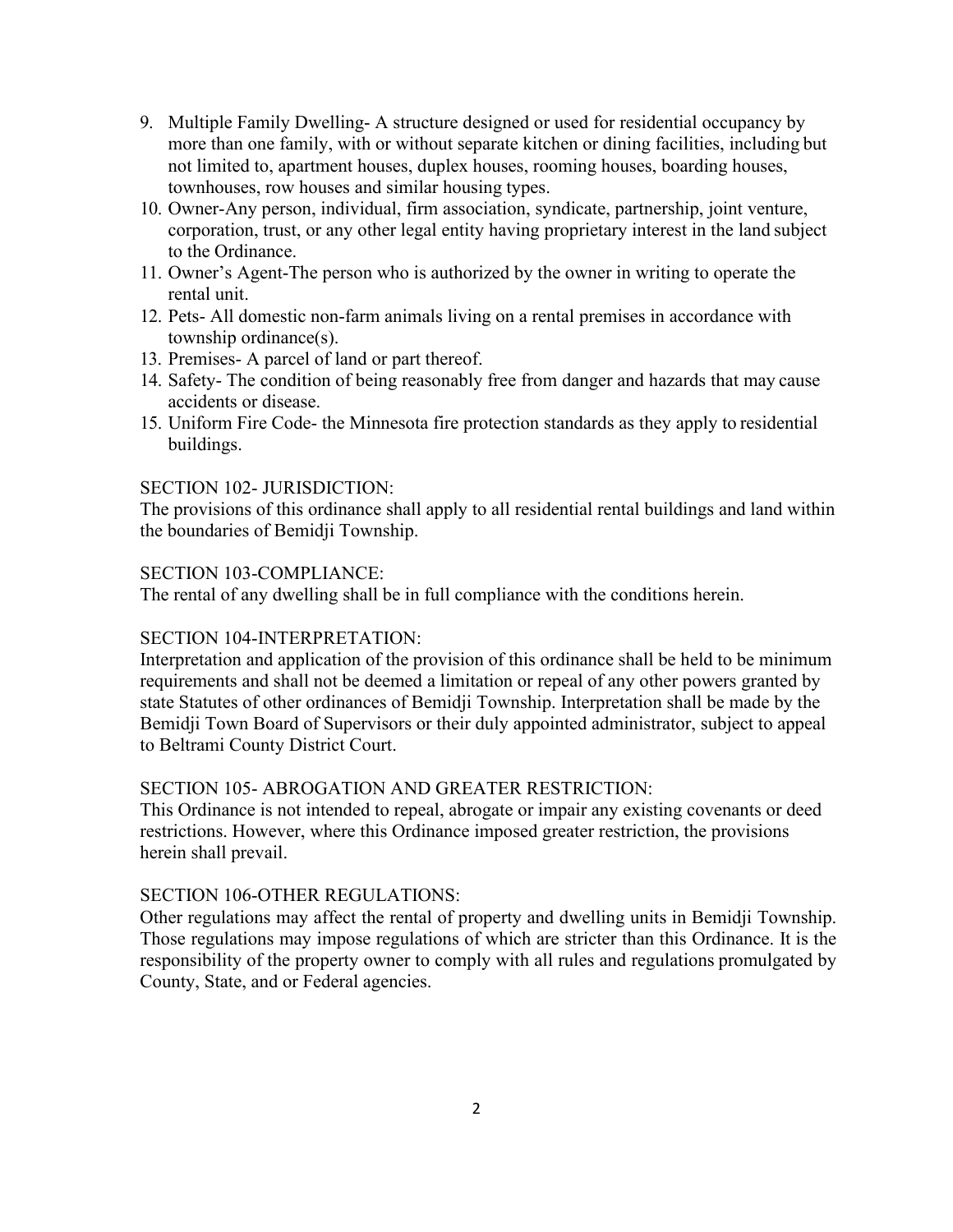9. Multiple Family Dwelling- A structure designed or used for residential occupancy by more than one family, with or without separate kitchen or dining facilities, including but not limited to, apartment houses, duplex houses, rooming houses, boarding houses, townhouses, row houses and similar housing types.
10. Owner-Any person, individual, firm association, syndicate, partnership, joint venture, corporation, trust, or any other legal entity having proprietary interest in the land subject to the Ordinance.
11. Owner's Agent-The person who is authorized by the owner in writing to operate the rental unit.
12. Pets- All domestic non-farm animals living on a rental premises in accordance with township ordinance(s).
13. Premises- A parcel of land or part thereof.
14. Safety- The condition of being reasonably free from danger and hazards that may cause accidents or disease.
15. Uniform Fire Code- the Minnesota fire protection standards as they apply to residential buildings.

SECTION 102- JURISDICTION:

The provisions of this ordinance shall apply to all residential rental buildings and land within the boundaries of Bemidji Township.

SECTION 103-COMPLIANCE:

The rental of any dwelling shall be in full compliance with the conditions herein.

SECTION 104-INTERPRETATION:

Interpretation and application of the provision of this ordinance shall be held to be minimum requirements and shall not be deemed a limitation or repeal of any other powers granted by state Statutes of other ordinances of Bemidji Township. Interpretation shall be made by the Bemidji Town Board of Supervisors or their duly appointed administrator, subject to appeal to Beltrami County District Court.

SECTION 105- ABROGATION AND GREATER RESTRICTION:

This Ordinance is not intended to repeal, abrogate or impair any existing covenants or deed restrictions. However, where this Ordinance imposed greater restriction, the provisions herein shall prevail.

SECTION 106-OTHER REGULATIONS:

Other regulations may affect the rental of property and dwelling units in Bemidji Township. Those regulations may impose regulations of which are stricter than this Ordinance. It is the responsibility of the property owner to comply with all rules and regulations promulgated by County, State, and or Federal agencies.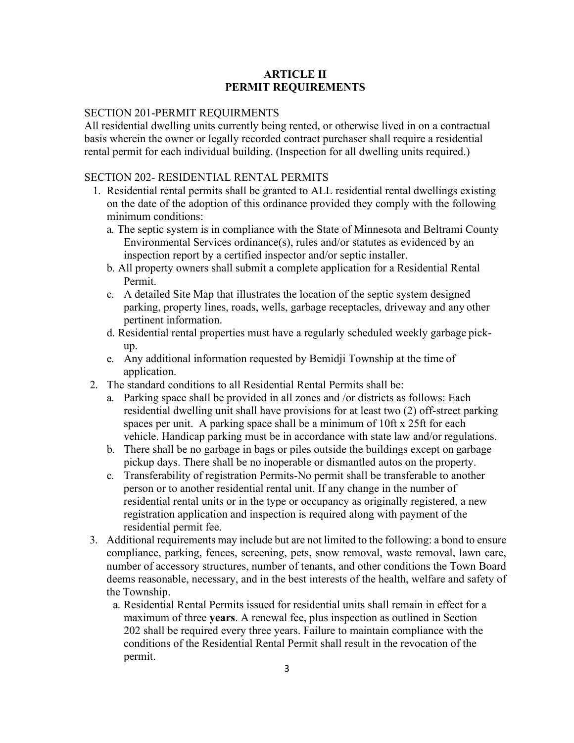# ARTICLE II
# PERMIT REQUIREMENTS

## SECTION 201-PERMIT REQUIRMENTS

All residential dwelling units currently being rented, or otherwise lived in on a contractual basis wherein the owner or legally recorded contract purchaser shall require a residential rental permit for each individual building. (Inspection for all dwelling units required.)

## SECTION 202- RESIDENTIAL RENTAL PERMITS

1. Residential rental permits shall be granted to ALL residential rental dwellings existing on the date of the adoption of this ordinance provided they comply with the following minimum conditions:
   a. The septic system is in compliance with the State of Minnesota and Beltrami County Environmental Services ordinance(s), rules and/or statutes as evidenced by an inspection report by a certified inspector and/or septic installer.
   b. All property owners shall submit a complete application for a Residential Rental Permit.
   c. A detailed Site Map that illustrates the location of the septic system designed parking, property lines, roads, wells, garbage receptacles, driveway and any other pertinent information.
   d. Residential rental properties must have a regularly scheduled weekly garbage pick-up.
   e. Any additional information requested by Bemidji Township at the time of application.
2. The standard conditions to all Residential Rental Permits shall be:
   a. Parking space shall be provided in all zones and /or districts as follows: Each residential dwelling unit shall have provisions for at least two (2) off-street parking spaces per unit. A parking space shall be a minimum of 10ft x 25ft for each vehicle. Handicap parking must be in accordance with state law and/or regulations.
   b. There shall be no garbage in bags or piles outside the buildings except on garbage pickup days. There shall be no inoperable or dismantled autos on the property.
   c. Transferability of registration Permits-No permit shall be transferable to another person or to another residential rental unit. If any change in the number of residential rental units or in the type or occupancy as originally registered, a new registration application and inspection is required along with payment of the residential permit fee.
3. Additional requirements may include but are not limited to the following: a bond to ensure compliance, parking, fences, screening, pets, snow removal, waste removal, lawn care, number of accessory structures, number of tenants, and other conditions the Town Board deems reasonable, necessary, and in the best interests of the health, welfare and safety of the Township.
   a. Residential Rental Permits issued for residential units shall remain in effect for a maximum of three **years**. A renewal fee, plus inspection as outlined in Section 202 shall be required every three years. Failure to maintain compliance with the conditions of the Residential Rental Permit shall result in the revocation of the permit.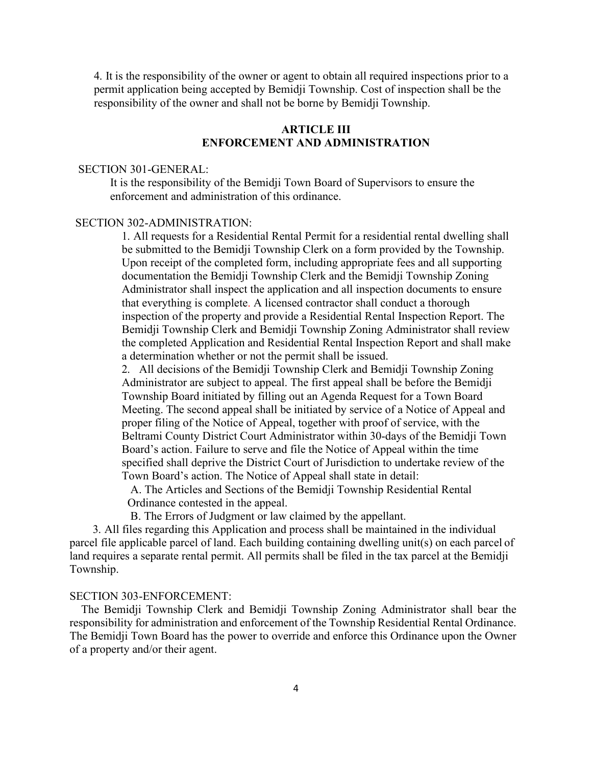4. It is the responsibility of the owner or agent to obtain all required inspections prior to a permit application being accepted by Bemidji Township. Cost of inspection shall be the responsibility of the owner and shall not be borne by Bemidji Township.

## ARTICLE III
## ENFORCEMENT AND ADMINISTRATION

SECTION 301-GENERAL:

It is the responsibility of the Bemidji Town Board of Supervisors to ensure the enforcement and administration of this ordinance.

SECTION 302-ADMINISTRATION:

1. All requests for a Residential Rental Permit for a residential rental dwelling shall be submitted to the Bemidji Township Clerk on a form provided by the Township. Upon receipt of the completed form, including appropriate fees and all supporting documentation the Bemidji Township Clerk and the Bemidji Township Zoning Administrator shall inspect the application and all inspection documents to ensure that everything is complete. A licensed contractor shall conduct a thorough inspection of the property and provide a Residential Rental Inspection Report. The Bemidji Township Clerk and Bemidji Township Zoning Administrator shall review the completed Application and Residential Rental Inspection Report and shall make a determination whether or not the permit shall be issued.

2. All decisions of the Bemidji Township Clerk and Bemidji Township Zoning Administrator are subject to appeal. The first appeal shall be before the Bemidji Township Board initiated by filling out an Agenda Request for a Town Board Meeting. The second appeal shall be initiated by service of a Notice of Appeal and proper filing of the Notice of Appeal, together with proof of service, with the Beltrami County District Court Administrator within 30-days of the Bemidji Town Board's action. Failure to serve and file the Notice of Appeal within the time specified shall deprive the District Court of Jurisdiction to undertake review of the Town Board's action. The Notice of Appeal shall state in detail:

   A. The Articles and Sections of the Bemidji Township Residential Rental Ordinance contested in the appeal.

   B. The Errors of Judgment or law claimed by the appellant.

3. All files regarding this Application and process shall be maintained in the individual parcel file applicable parcel of land. Each building containing dwelling unit(s) on each parcel of land requires a separate rental permit. All permits shall be filed in the tax parcel at the Bemidji Township.

SECTION 303-ENFORCEMENT:

The Bemidji Township Clerk and Bemidji Township Zoning Administrator shall bear the responsibility for administration and enforcement of the Township Residential Rental Ordinance. The Bemidji Town Board has the power to override and enforce this Ordinance upon the Owner of a property and/or their agent.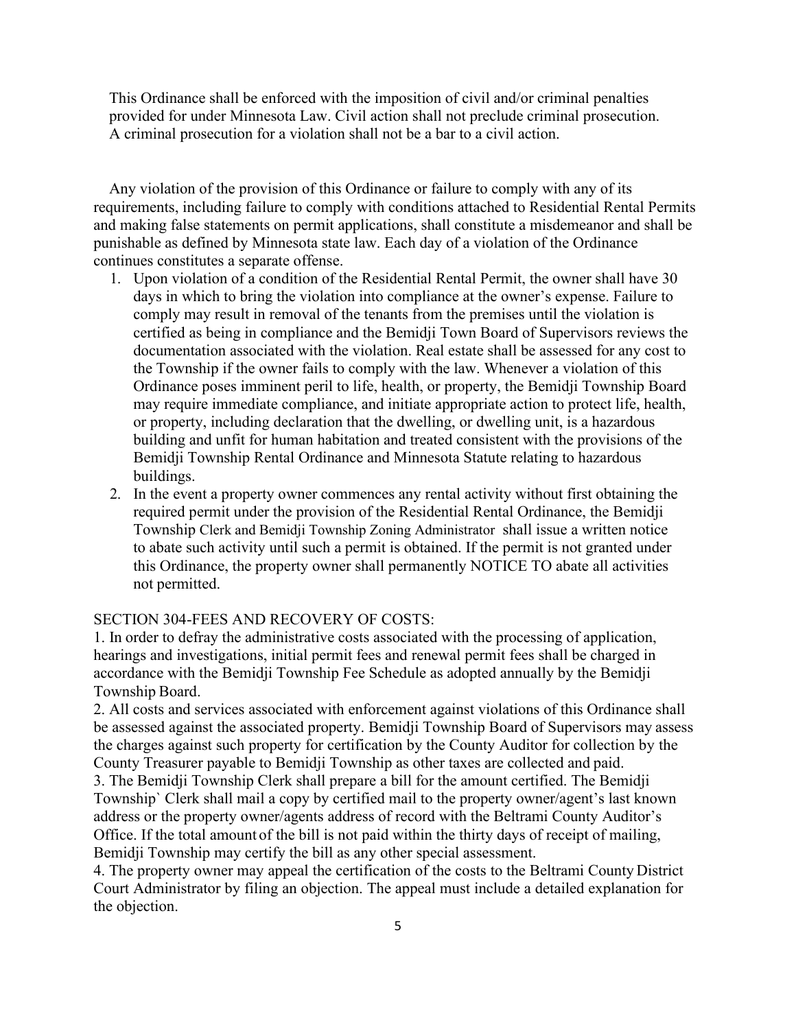This Ordinance shall be enforced with the imposition of civil and/or criminal penalties provided for under Minnesota Law. Civil action shall not preclude criminal prosecution. A criminal prosecution for a violation shall not be a bar to a civil action.

Any violation of the provision of this Ordinance or failure to comply with any of its requirements, including failure to comply with conditions attached to Residential Rental Permits and making false statements on permit applications, shall constitute a misdemeanor and shall be punishable as defined by Minnesota state law. Each day of a violation of the Ordinance continues constitutes a separate offense.

1. Upon violation of a condition of the Residential Rental Permit, the owner shall have 30 days in which to bring the violation into compliance at the owner's expense. Failure to comply may result in removal of the tenants from the premises until the violation is certified as being in compliance and the Bemidji Town Board of Supervisors reviews the documentation associated with the violation. Real estate shall be assessed for any cost to the Township if the owner fails to comply with the law. Whenever a violation of this Ordinance poses imminent peril to life, health, or property, the Bemidji Township Board may require immediate compliance, and initiate appropriate action to protect life, health, or property, including declaration that the dwelling, or dwelling unit, is a hazardous building and unfit for human habitation and treated consistent with the provisions of the Bemidji Township Rental Ordinance and Minnesota Statute relating to hazardous buildings.
2. In the event a property owner commences any rental activity without first obtaining the required permit under the provision of the Residential Rental Ordinance, the Bemidji Township Clerk and Bemidji Township Zoning Administrator shall issue a written notice to abate such activity until such a permit is obtained. If the permit is not granted under this Ordinance, the property owner shall permanently NOTICE TO abate all activities not permitted.

SECTION 304-FEES AND RECOVERY OF COSTS:

1. In order to defray the administrative costs associated with the processing of application, hearings and investigations, initial permit fees and renewal permit fees shall be charged in accordance with the Bemidji Township Fee Schedule as adopted annually by the Bemidji Township Board.

2. All costs and services associated with enforcement against violations of this Ordinance shall be assessed against the associated property. Bemidji Township Board of Supervisors may assess the charges against such property for certification by the County Auditor for collection by the County Treasurer payable to Bemidji Township as other taxes are collected and paid.

3. The Bemidji Township Clerk shall prepare a bill for the amount certified. The Bemidji Township` Clerk shall mail a copy by certified mail to the property owner/agent's last known address or the property owner/agents address of record with the Beltrami County Auditor's Office. If the total amount of the bill is not paid within the thirty days of receipt of mailing, Bemidji Township may certify the bill as any other special assessment.

4. The property owner may appeal the certification of the costs to the Beltrami County District Court Administrator by filing an objection. The appeal must include a detailed explanation for the objection.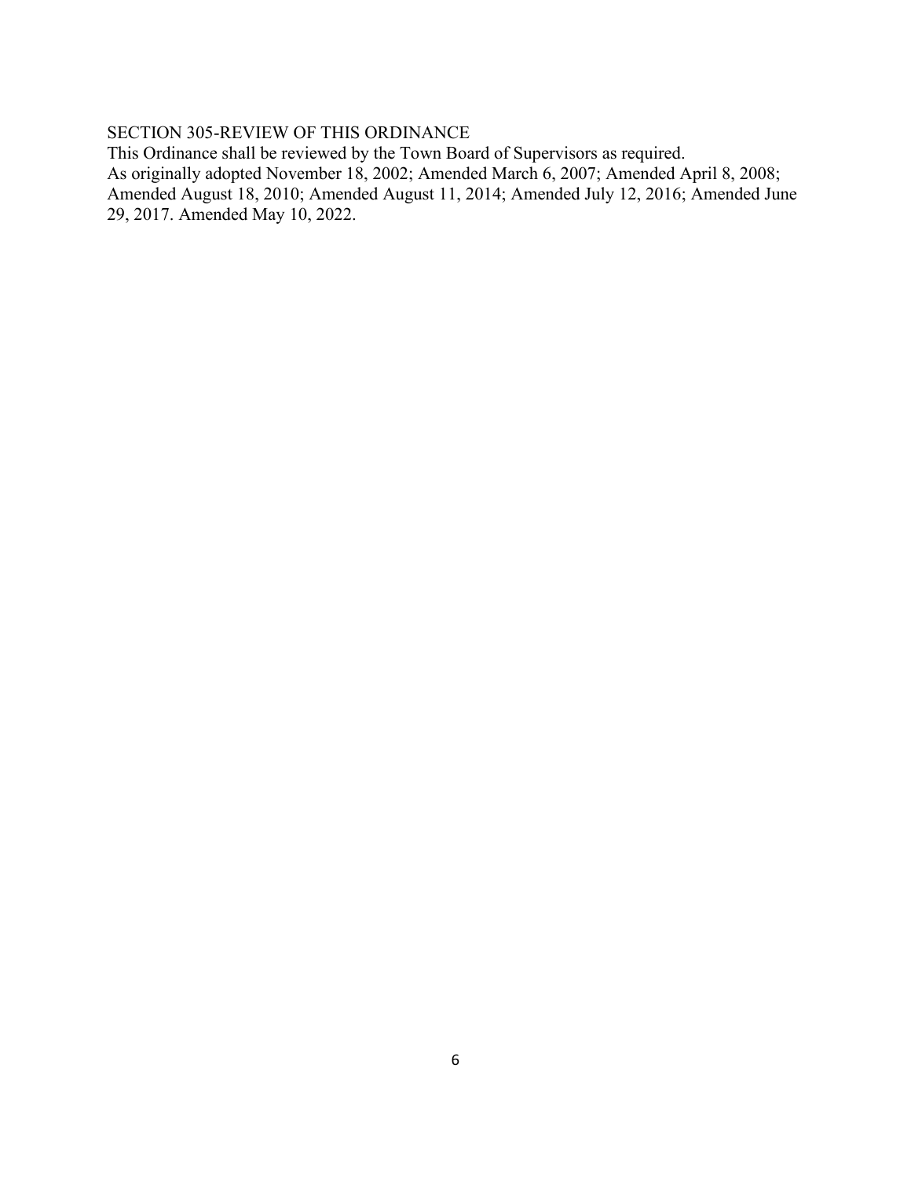## SECTION 305-REVIEW OF THIS ORDINANCE

This Ordinance shall be reviewed by the Town Board of Supervisors as required.

As originally adopted November 18, 2002; Amended March 6, 2007; Amended April 8, 2008; Amended August 18, 2010; Amended August 11, 2014; Amended July 12, 2016; Amended June 29, 2017. Amended May 10, 2022.